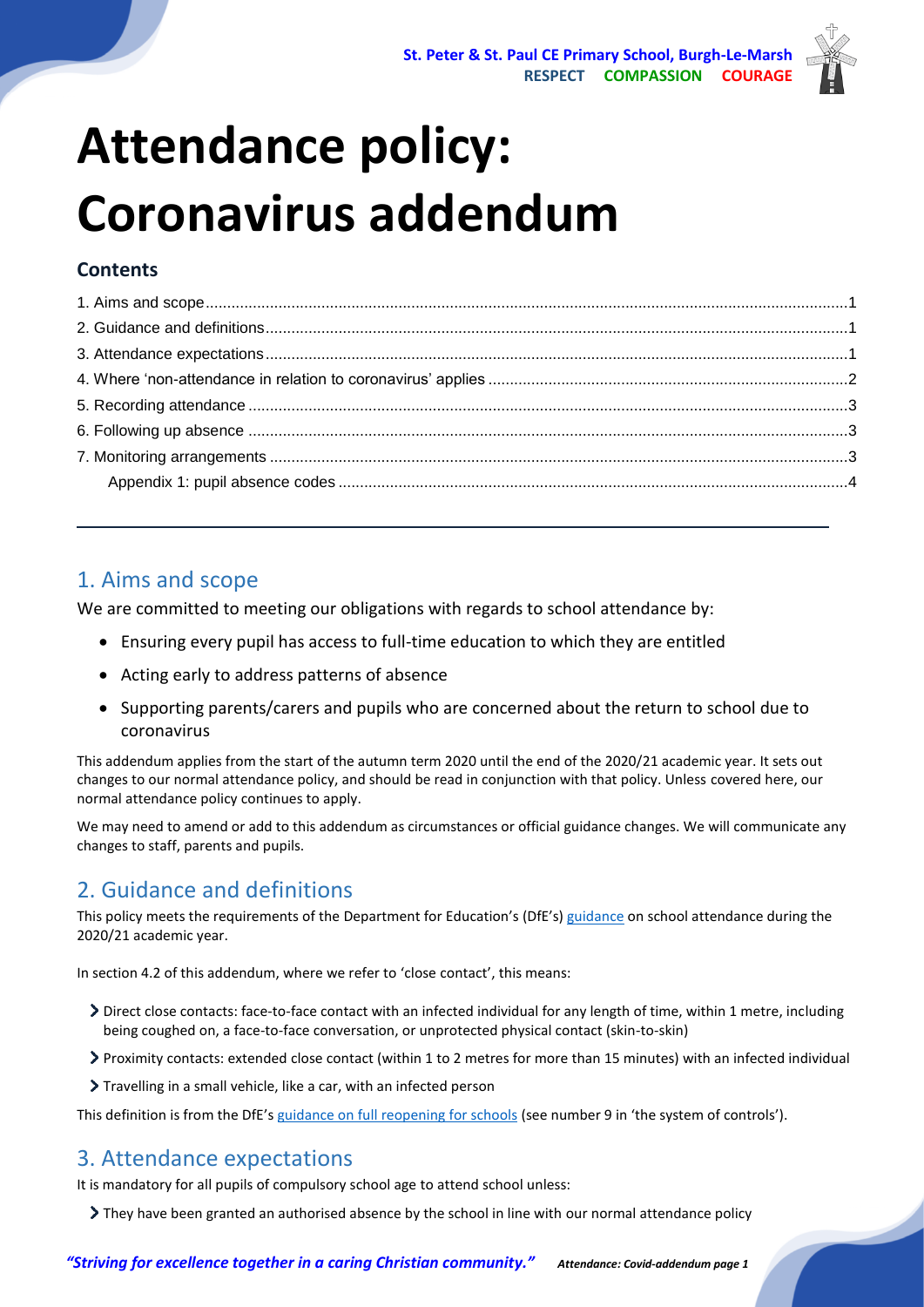# Attendance policy: Coronavirus addendum

## Contents

1. Aims and scope ..... 1
2. Guidance and definitions ..... 1
3. Attendance expectations ..... 1
4. Where 'non-attendance in relation to coronavirus' applies ..... 2
5. Recording attendance ..... 3
6. Following up absence ..... 3
7. Monitoring arrangements ..... 3
   Appendix 1: pupil absence codes ..... 4

---

## 1. Aims and scope

We are committed to meeting our obligations with regards to school attendance by:

- Ensuring every pupil has access to full-time education to which they are entitled
- Acting early to address patterns of absence
- Supporting parents/carers and pupils who are concerned about the return to school due to coronavirus

This addendum applies from the start of the autumn term 2020 until the end of the 2020/21 academic year. It sets out changes to our normal attendance policy, and should be read in conjunction with that policy. Unless covered here, our normal attendance policy continues to apply.

We may need to amend or add to this addendum as circumstances or official guidance changes. We will communicate any changes to staff, parents and pupils.

## 2. Guidance and definitions

This policy meets the requirements of the Department for Education's (DfE's) guidance on school attendance during the 2020/21 academic year.

In section 4.2 of this addendum, where we refer to 'close contact', this means:

- Direct close contacts: face-to-face contact with an infected individual for any length of time, within 1 metre, including being coughed on, a face-to-face conversation, or unprotected physical contact (skin-to-skin)
- Proximity contacts: extended close contact (within 1 to 2 metres for more than 15 minutes) with an infected individual
- Travelling in a small vehicle, like a car, with an infected person

This definition is from the DfE's guidance on full reopening for schools (see number 9 in 'the system of controls').

## 3. Attendance expectations

It is mandatory for all pupils of compulsory school age to attend school unless:

- They have been granted an authorised absence by the school in line with our normal attendance policy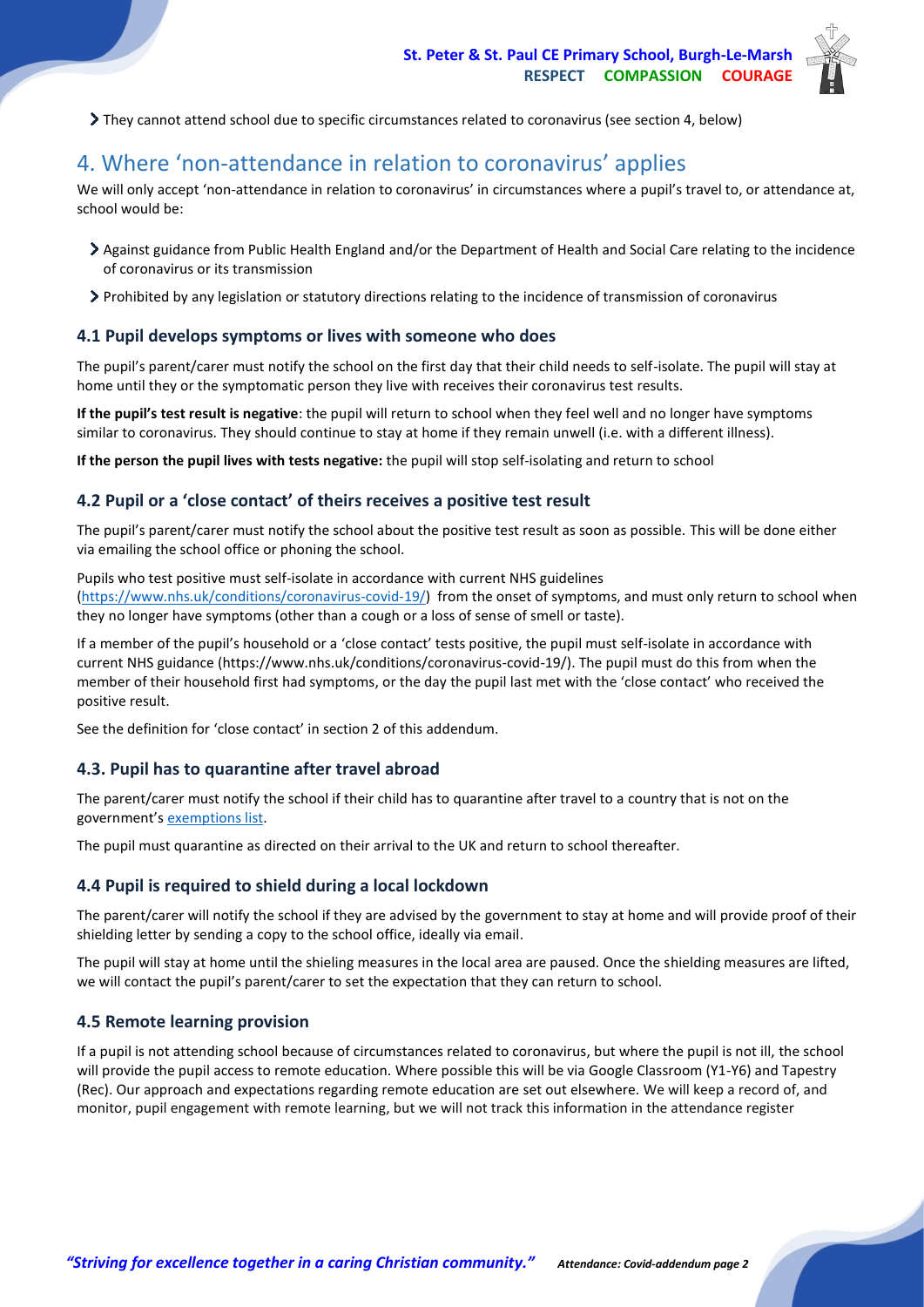- They cannot attend school due to specific circumstances related to coronavirus (see section 4, below)

## 4. Where 'non-attendance in relation to coronavirus' applies

We will only accept 'non-attendance in relation to coronavirus' in circumstances where a pupil's travel to, or attendance at, school would be:

- Against guidance from Public Health England and/or the Department of Health and Social Care relating to the incidence of coronavirus or its transmission
- Prohibited by any legislation or statutory directions relating to the incidence of transmission of coronavirus

### 4.1 Pupil develops symptoms or lives with someone who does

The pupil's parent/carer must notify the school on the first day that their child needs to self-isolate. The pupil will stay at home until they or the symptomatic person they live with receives their coronavirus test results.

**If the pupil's test result is negative**: the pupil will return to school when they feel well and no longer have symptoms similar to coronavirus. They should continue to stay at home if they remain unwell (i.e. with a different illness).

**If the person the pupil lives with tests negative:** the pupil will stop self-isolating and return to school

### 4.2 Pupil or a 'close contact' of theirs receives a positive test result

The pupil's parent/carer must notify the school about the positive test result as soon as possible. This will be done either via emailing the school office or phoning the school.

Pupils who test positive must self-isolate in accordance with current NHS guidelines (https://www.nhs.uk/conditions/coronavirus-covid-19/) from the onset of symptoms, and must only return to school when they no longer have symptoms (other than a cough or a loss of sense of smell or taste).

If a member of the pupil's household or a 'close contact' tests positive, the pupil must self-isolate in accordance with current NHS guidance (https://www.nhs.uk/conditions/coronavirus-covid-19/). The pupil must do this from when the member of their household first had symptoms, or the day the pupil last met with the 'close contact' who received the positive result.

See the definition for 'close contact' in section 2 of this addendum.

### 4.3. Pupil has to quarantine after travel abroad

The parent/carer must notify the school if their child has to quarantine after travel to a country that is not on the government's exemptions list.

The pupil must quarantine as directed on their arrival to the UK and return to school thereafter.

### 4.4 Pupil is required to shield during a local lockdown

The parent/carer will notify the school if they are advised by the government to stay at home and will provide proof of their shielding letter by sending a copy to the school office, ideally via email.

The pupil will stay at home until the shieling measures in the local area are paused. Once the shielding measures are lifted, we will contact the pupil's parent/carer to set the expectation that they can return to school.

### 4.5 Remote learning provision

If a pupil is not attending school because of circumstances related to coronavirus, but where the pupil is not ill, the school will provide the pupil access to remote education. Where possible this will be via Google Classroom (Y1-Y6) and Tapestry (Rec). Our approach and expectations regarding remote education are set out elsewhere. We will keep a record of, and monitor, pupil engagement with remote learning, but we will not track this information in the attendance register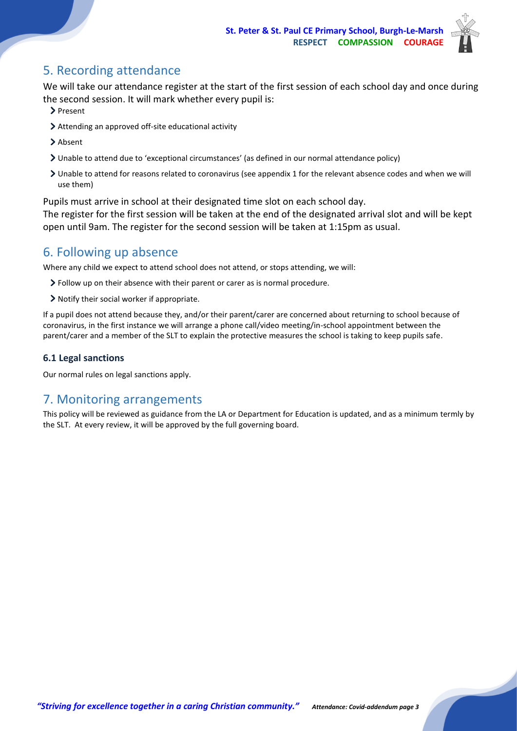## 5. Recording attendance

We will take our attendance register at the start of the first session of each school day and once during the second session. It will mark whether every pupil is:

- Present
- Attending an approved off-site educational activity
- Absent
- Unable to attend due to 'exceptional circumstances' (as defined in our normal attendance policy)
- Unable to attend for reasons related to coronavirus (see appendix 1 for the relevant absence codes and when we will use them)

Pupils must arrive in school at their designated time slot on each school day.
The register for the first session will be taken at the end of the designated arrival slot and will be kept open until 9am. The register for the second session will be taken at 1:15pm as usual.

## 6. Following up absence

Where any child we expect to attend school does not attend, or stops attending, we will:

- Follow up on their absence with their parent or carer as is normal procedure.
- Notify their social worker if appropriate.

If a pupil does not attend because they, and/or their parent/carer are concerned about returning to school because of coronavirus, in the first instance we will arrange a phone call/video meeting/in-school appointment between the parent/carer and a member of the SLT to explain the protective measures the school is taking to keep pupils safe.

### 6.1 Legal sanctions

Our normal rules on legal sanctions apply.

## 7. Monitoring arrangements

This policy will be reviewed as guidance from the LA or Department for Education is updated, and as a minimum termly by the SLT. At every review, it will be approved by the full governing board.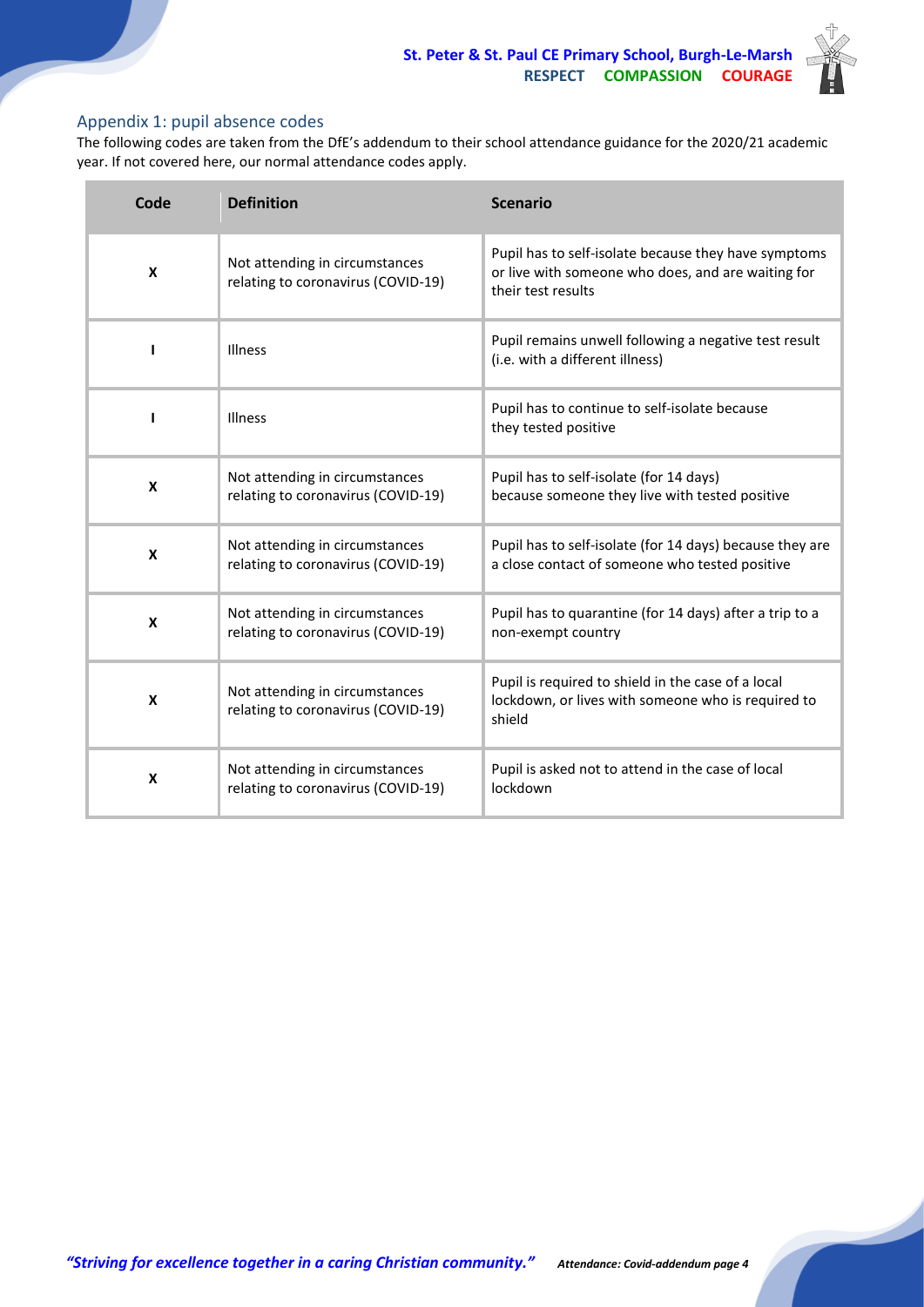## Appendix 1: pupil absence codes

The following codes are taken from the DfE's addendum to their school attendance guidance for the 2020/21 academic year. If not covered here, our normal attendance codes apply.

| Code | Definition | Scenario |
|---|---|---|
| **X** | Not attending in circumstances relating to coronavirus (COVID-19) | Pupil has to self-isolate because they have symptoms or live with someone who does, and are waiting for their test results |
| **I** | Illness | Pupil remains unwell following a negative test result (i.e. with a different illness) |
| **I** | Illness | Pupil has to continue to self-isolate because they tested positive |
| **X** | Not attending in circumstances relating to coronavirus (COVID-19) | Pupil has to self-isolate (for 14 days) because someone they live with tested positive |
| **X** | Not attending in circumstances relating to coronavirus (COVID-19) | Pupil has to self-isolate (for 14 days) because they are a close contact of someone who tested positive |
| **X** | Not attending in circumstances relating to coronavirus (COVID-19) | Pupil has to quarantine (for 14 days) after a trip to a non-exempt country |
| **X** | Not attending in circumstances relating to coronavirus (COVID-19) | Pupil is required to shield in the case of a local lockdown, or lives with someone who is required to shield |
| **X** | Not attending in circumstances relating to coronavirus (COVID-19) | Pupil is asked not to attend in the case of local lockdown |